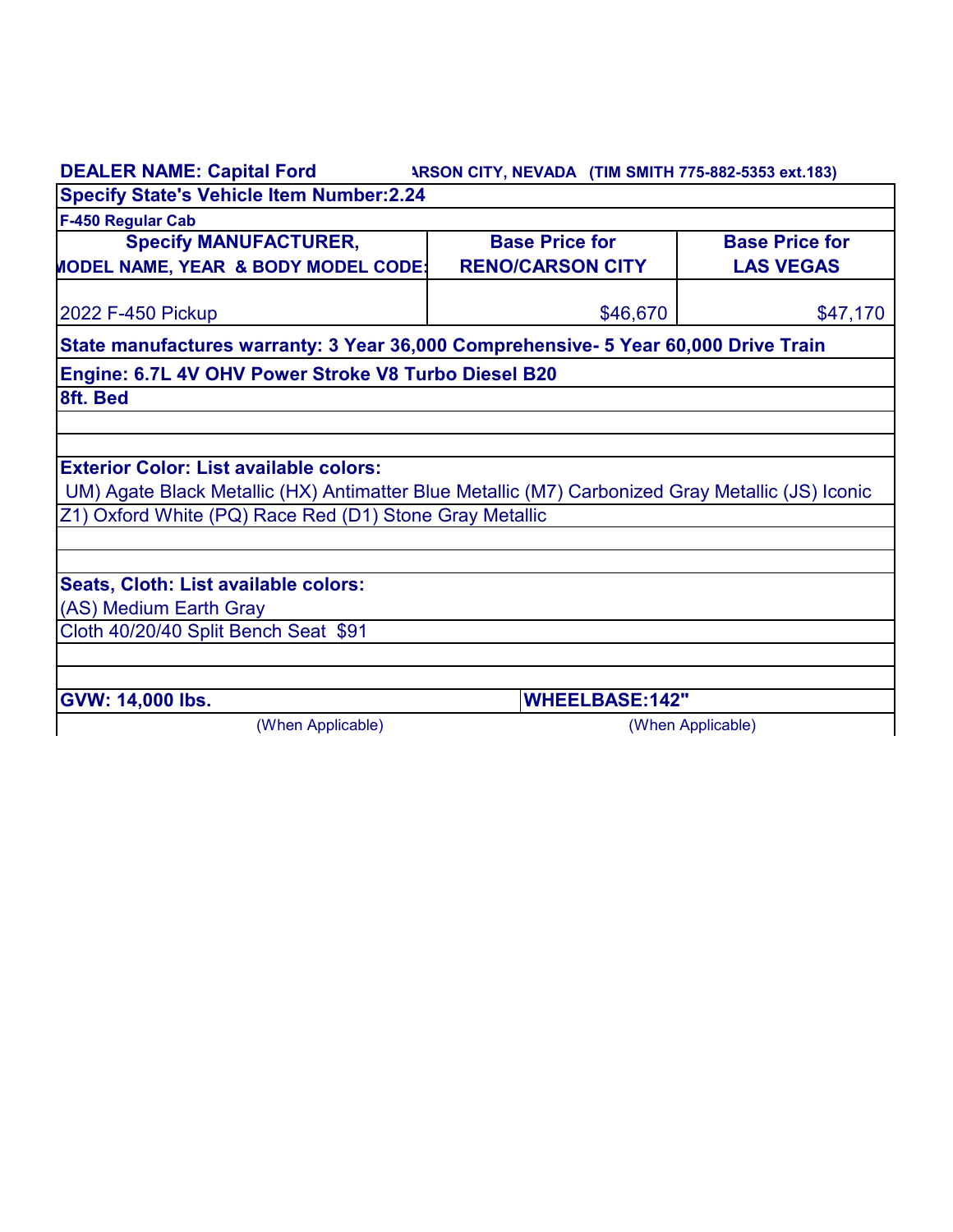**DEALER NAME: Capital Ford** **ARSON CITY, NEVADA (TIM SMITH 775-882-5353 ext.183)**

**Specify State's Vehicle Item Number:2.24**

**F-450 Regular Cab**

| Specify MANUFACTURER, MODEL NAME, YEAR & BODY MODEL CODE: | Base Price for RENO/CARSON CITY | Base Price for LAS VEGAS |
| --- | --- | --- |
| 2022 F-450 Pickup | $46,670 | $47,170 |

**State manufactures warranty: 3 Year 36,000 Comprehensive- 5 Year 60,000 Drive Train**

**Engine: 6.7L 4V OHV Power Stroke V8 Turbo Diesel B20**

**8ft. Bed**

**Exterior Color: List available colors:**

UM) Agate Black Metallic (HX) Antimatter Blue Metallic (M7) Carbonized Gray Metallic (JS) Iconic Z1) Oxford White (PQ) Race Red (D1) Stone Gray Metallic

**Seats, Cloth: List available colors:**

(AS) Medium Earth Gray

Cloth 40/20/40 Split Bench Seat $91

| GVW: 14,000 lbs. | WHEELBASE:142" |
| --- | --- |
| (When Applicable) | (When Applicable) |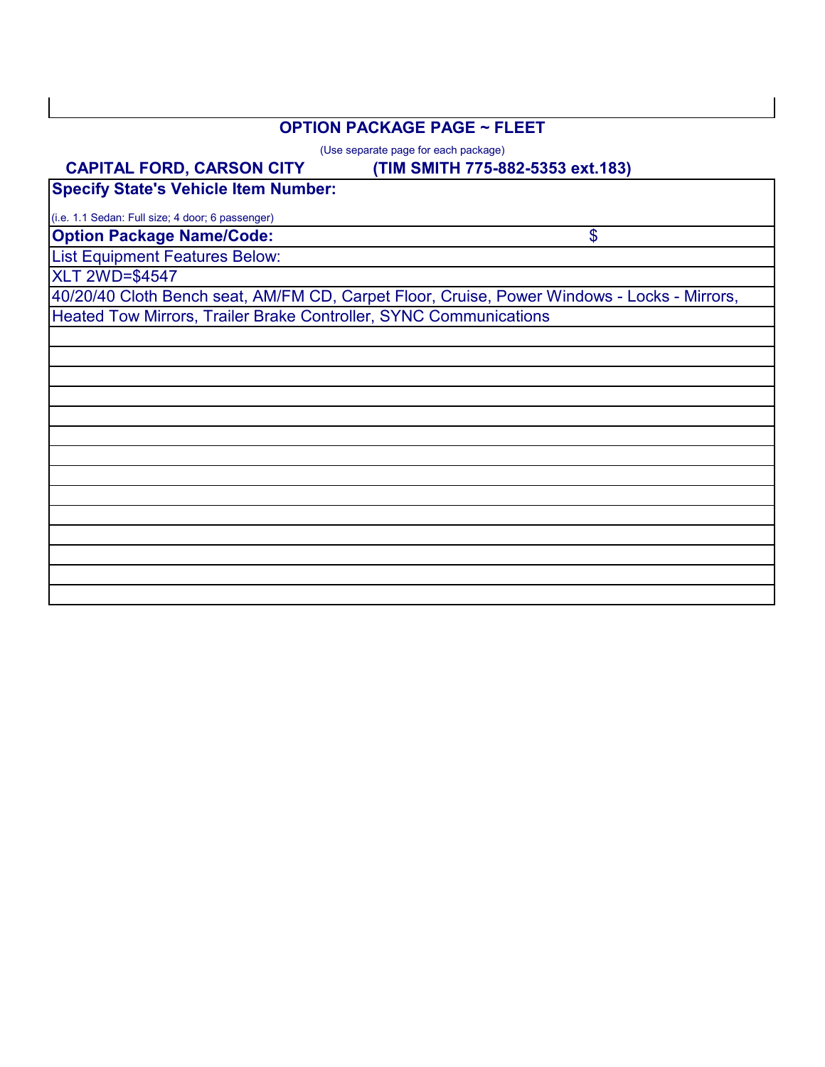## OPTION PACKAGE PAGE ~ FLEET

(Use separate page for each package)

**CAPITAL FORD, CARSON CITY** **(TIM SMITH 775-882-5353 ext.183)**

| **Specify State's Vehicle Item Number:** | |
|---|---|
| (i.e. 1.1 Sedan: Full size; 4 door; 6 passenger) | |
| **Option Package Name/Code:** | $ |
| List Equipment Features Below: | |
| XLT 2WD=$4547 | |
| 40/20/40 Cloth Bench seat, AM/FM CD, Carpet Floor, Cruise, Power Windows - Locks - Mirrors, | |
| Heated Tow Mirrors, Trailer Brake Controller, SYNC Communications | |
| | |
| | |
| | |
| | |
| | |
| | |
| | |
| | |
| | |
| | |
| | |
| | |
| | |
| | |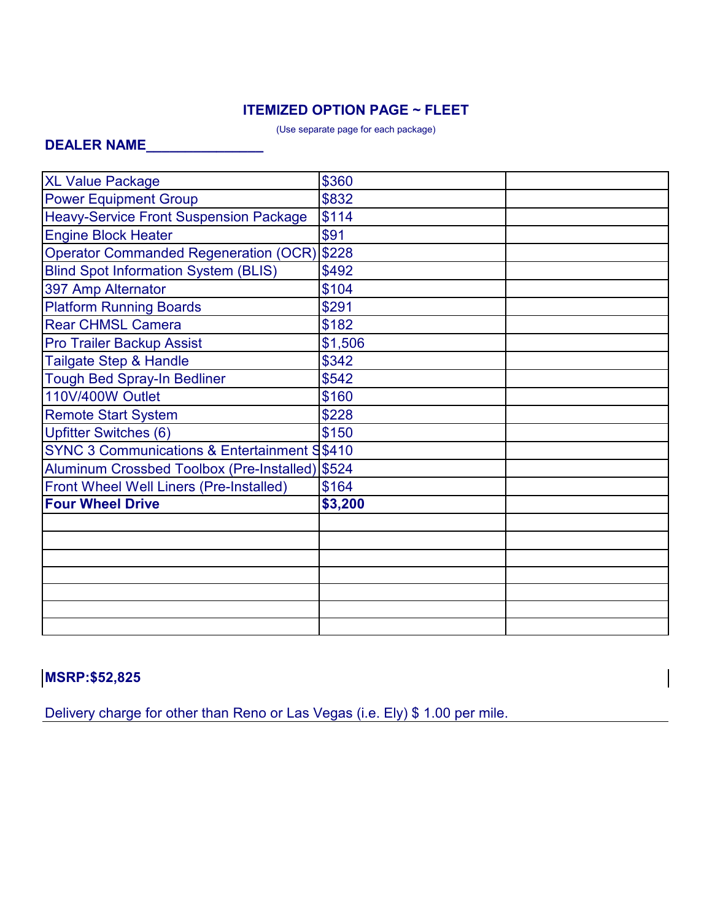## ITEMIZED OPTION PAGE ~ FLEET

(Use separate page for each package)

**DEALER NAME_______________**

| | | |
|---|---|---|
| XL Value Package | $360 | |
| Power Equipment Group | $832 | |
| Heavy-Service Front Suspension Package | $114 | |
| Engine Block Heater | $91 | |
| Operator Commanded Regeneration (OCR) | $228 | |
| Blind Spot Information System (BLIS) | $492 | |
| 397 Amp Alternator | $104 | |
| Platform Running Boards | $291 | |
| Rear CHMSL Camera | $182 | |
| Pro Trailer Backup Assist | $1,506 | |
| Tailgate Step & Handle | $342 | |
| Tough Bed Spray-In Bedliner | $542 | |
| 110V/400W Outlet | $160 | |
| Remote Start System | $228 | |
| Upfitter Switches (6) | $150 | |
| SYNC 3 Communications & Entertainment S | $410 | |
| Aluminum Crossbed Toolbox (Pre-Installed) | $524 | |
| Front Wheel Well Liners (Pre-Installed) | $164 | |
| **Four Wheel Drive** | **$3,200** | |
| | | |
| | | |
| | | |
| | | |
| | | |
| | | |
| | | |

**MSRP:$52,825**

Delivery charge for other than Reno or Las Vegas (i.e. Ely) $ 1.00 per mile.